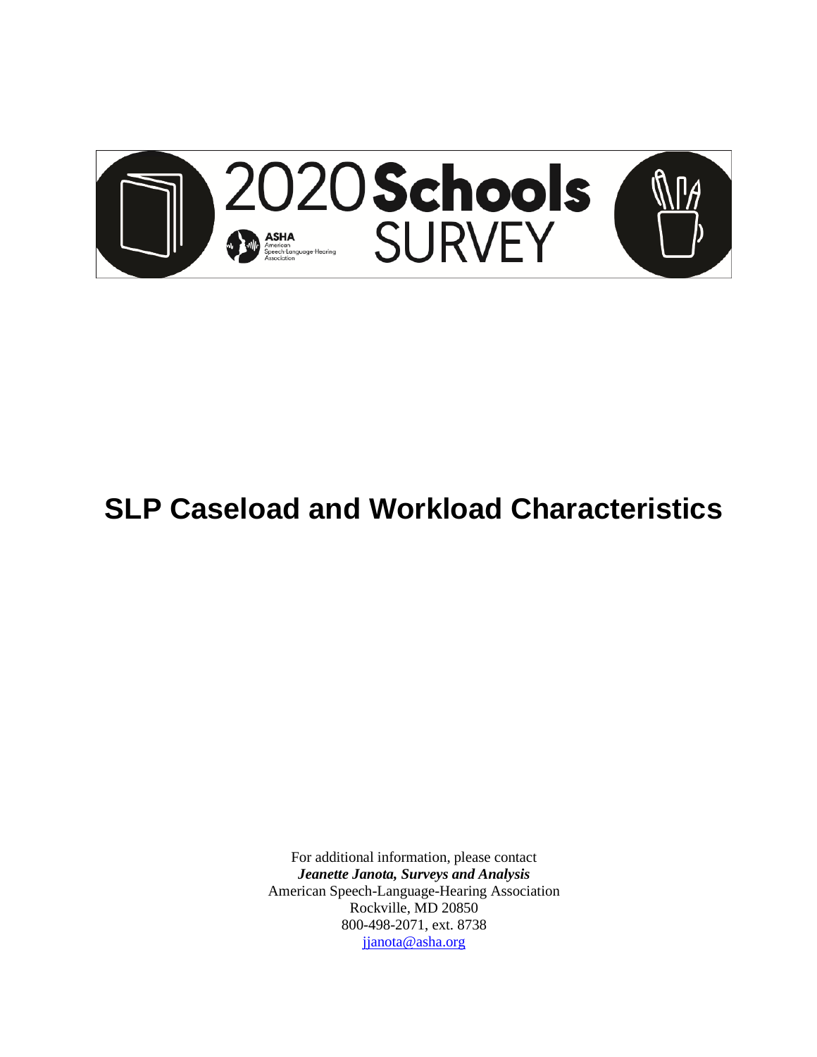# 2020 Schools SURVEY

ASHA
American Speech-Language-Hearing Association

# SLP Caseload and Workload Characteristics

For additional information, please contact
***Jeanette Janota, Surveys and Analysis***
American Speech-Language-Hearing Association
Rockville, MD 20850
800-498-2071, ext. 8738
jjanota@asha.org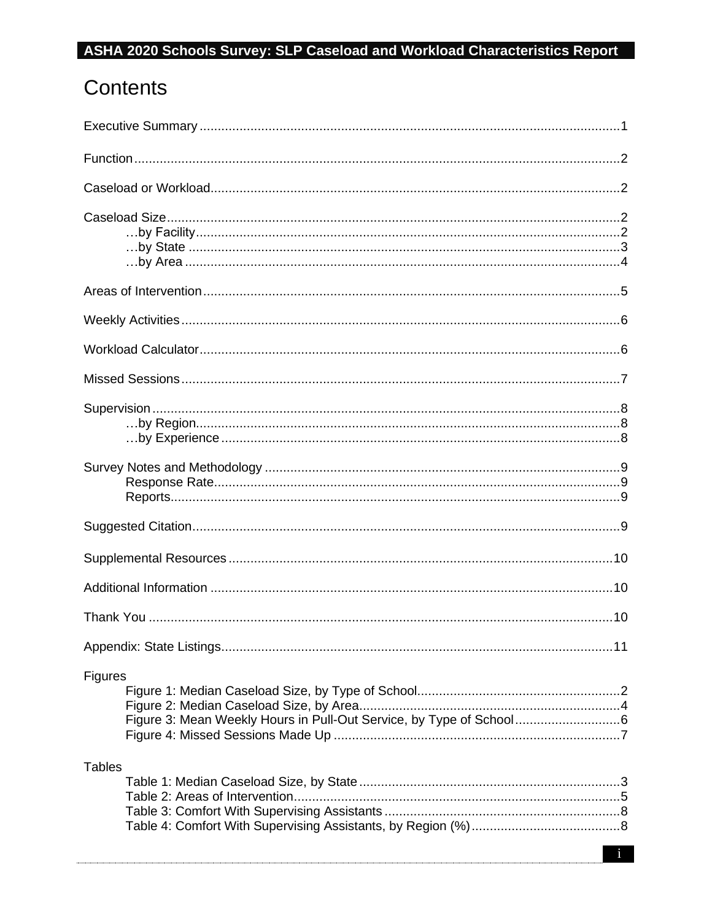# Contents

Executive Summary ........................................................................................................1

Function........................................................................................................................2

Caseload or Workload...................................................................................................2

Caseload Size...............................................................................................................2
- …by Facility...........................................................................................................2
- …by State .............................................................................................................3
- …by Area ..............................................................................................................4

Areas of Intervention.....................................................................................................5

Weekly Activities...........................................................................................................6

Workload Calculator.......................................................................................................6

Missed Sessions............................................................................................................7

Supervision ...................................................................................................................8
- …by Region...........................................................................................................8
- …by Experience ....................................................................................................8

Survey Notes and Methodology ....................................................................................9
- Response Rate.......................................................................................................9
- Reports...................................................................................................................9

Suggested Citation.........................................................................................................9

Supplemental Resources .............................................................................................10

Additional Information ..................................................................................................10

Thank You ...................................................................................................................10

Appendix: State Listings...............................................................................................11

Figures
- Figure 1: Median Caseload Size, by Type of School..........................................................2
- Figure 2: Median Caseload Size, by Area.........................................................................4
- Figure 3: Mean Weekly Hours in Pull-Out Service, by Type of School.............................6
- Figure 4: Missed Sessions Made Up ................................................................................7

Tables
- Table 1: Median Caseload Size, by State ..........................................................................3
- Table 2: Areas of Intervention...........................................................................................5
- Table 3: Comfort With Supervising Assistants ..................................................................8
- Table 4: Comfort With Supervising Assistants, by Region (%)..........................................8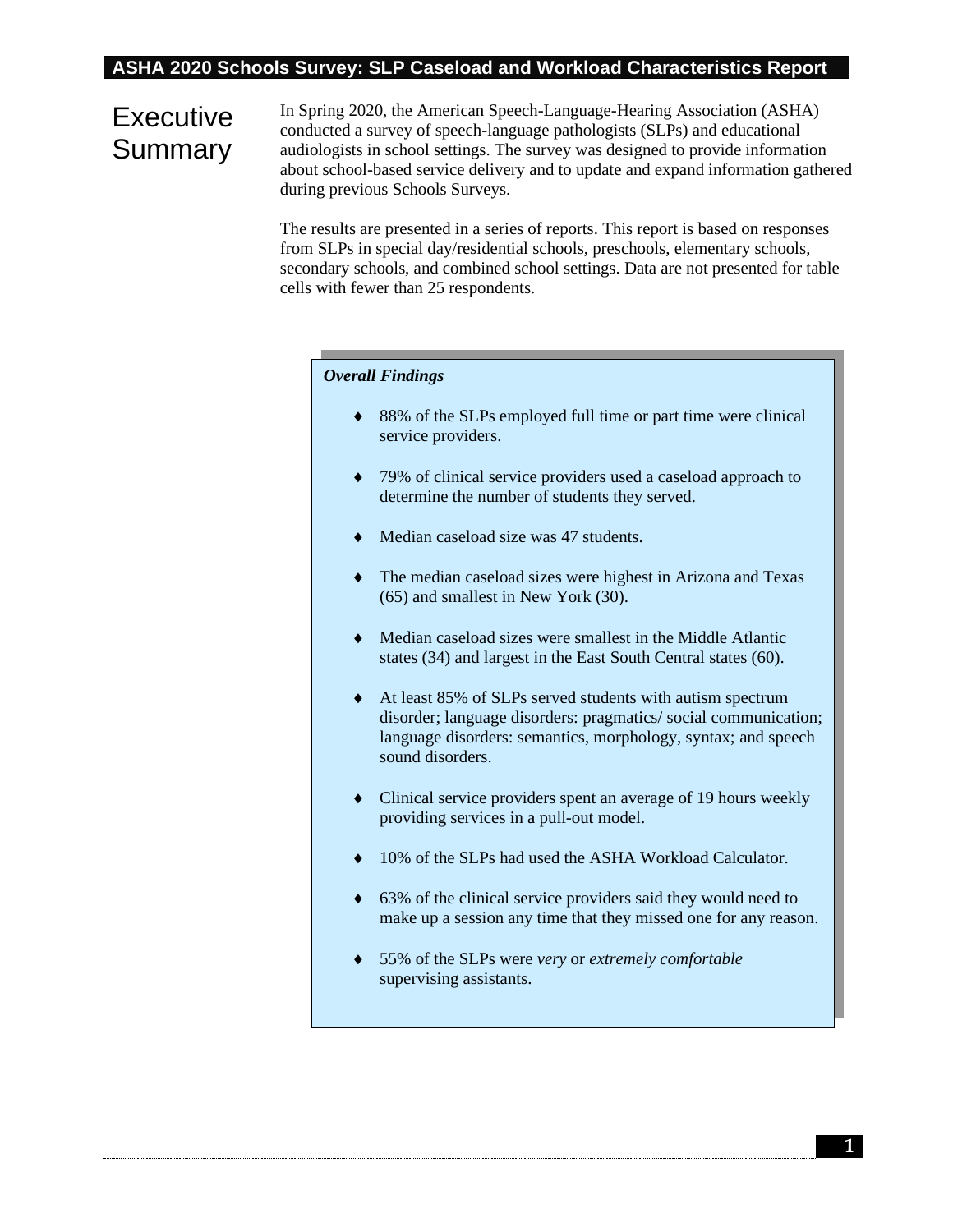# Executive Summary

In Spring 2020, the American Speech-Language-Hearing Association (ASHA) conducted a survey of speech-language pathologists (SLPs) and educational audiologists in school settings. The survey was designed to provide information about school-based service delivery and to update and expand information gathered during previous Schools Surveys.

The results are presented in a series of reports. This report is based on responses from SLPs in special day/residential schools, preschools, elementary schools, secondary schools, and combined school settings. Data are not presented for table cells with fewer than 25 respondents.

***Overall Findings***

- 88% of the SLPs employed full time or part time were clinical service providers.
- 79% of clinical service providers used a caseload approach to determine the number of students they served.
- Median caseload size was 47 students.
- The median caseload sizes were highest in Arizona and Texas (65) and smallest in New York (30).
- Median caseload sizes were smallest in the Middle Atlantic states (34) and largest in the East South Central states (60).
- At least 85% of SLPs served students with autism spectrum disorder; language disorders: pragmatics/ social communication; language disorders: semantics, morphology, syntax; and speech sound disorders.
- Clinical service providers spent an average of 19 hours weekly providing services in a pull-out model.
- 10% of the SLPs had used the ASHA Workload Calculator.
- 63% of the clinical service providers said they would need to make up a session any time that they missed one for any reason.
- 55% of the SLPs were *very* or *extremely comfortable* supervising assistants.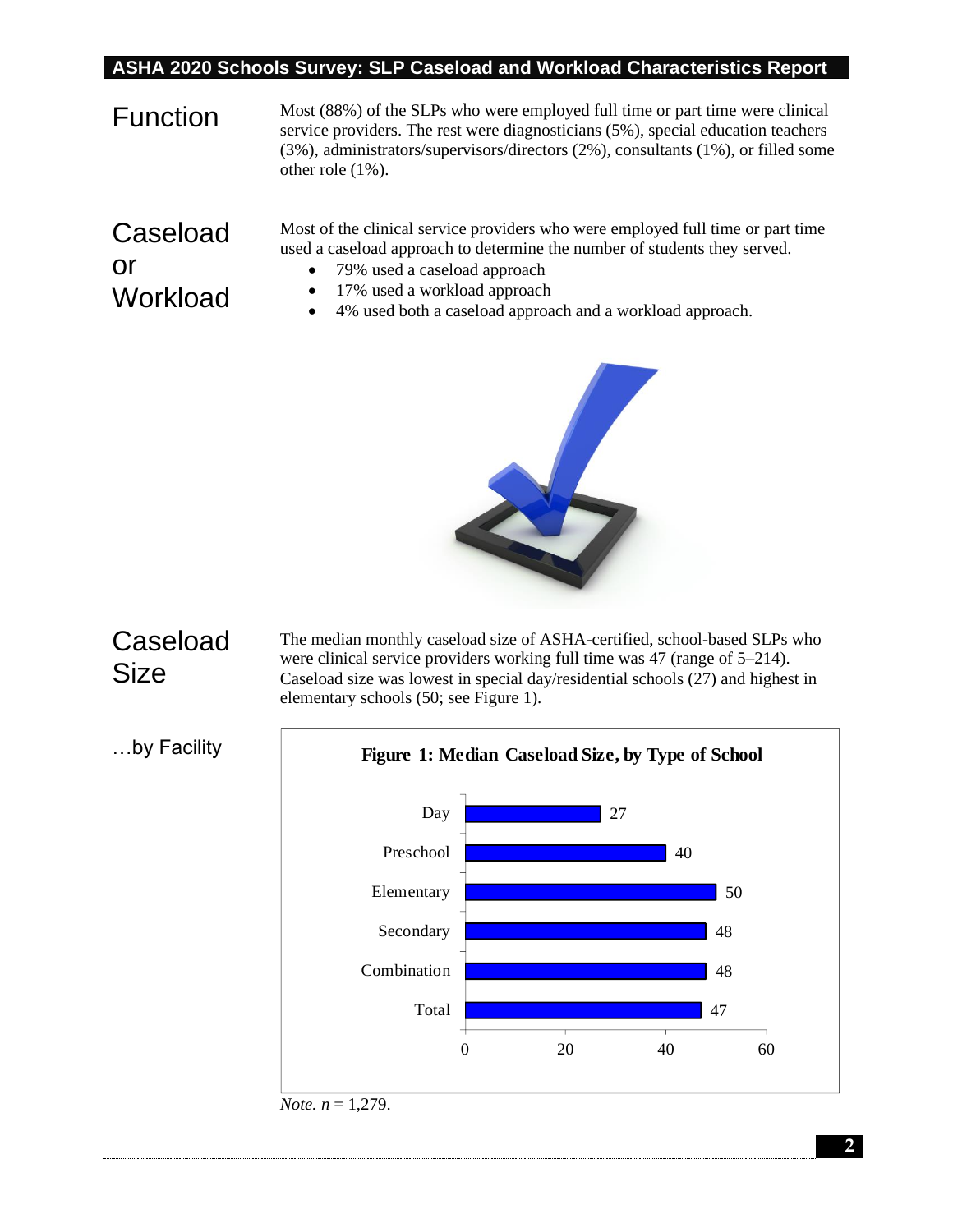## Function

Most (88%) of the SLPs who were employed full time or part time were clinical service providers. The rest were diagnosticians (5%), special education teachers (3%), administrators/supervisors/directors (2%), consultants (1%), or filled some other role (1%).

## Caseload or Workload

Most of the clinical service providers who were employed full time or part time used a caseload approach to determine the number of students they served.

- 79% used a caseload approach
- 17% used a workload approach
- 4% used both a caseload approach and a workload approach.

## Caseload Size

The median monthly caseload size of ASHA-certified, school-based SLPs who were clinical service providers working full time was 47 (range of 5–214). Caseload size was lowest in special day/residential schools (27) and highest in elementary schools (50; see Figure 1).

### …by Facility

**Figure 1: Median Caseload Size, by Type of School**

| Type of School | Median Caseload Size |
|---|---|
| Day | 27 |
| Preschool | 40 |
| Elementary | 50 |
| Secondary | 48 |
| Combination | 48 |
| Total | 47 |

*Note. n* = 1,279.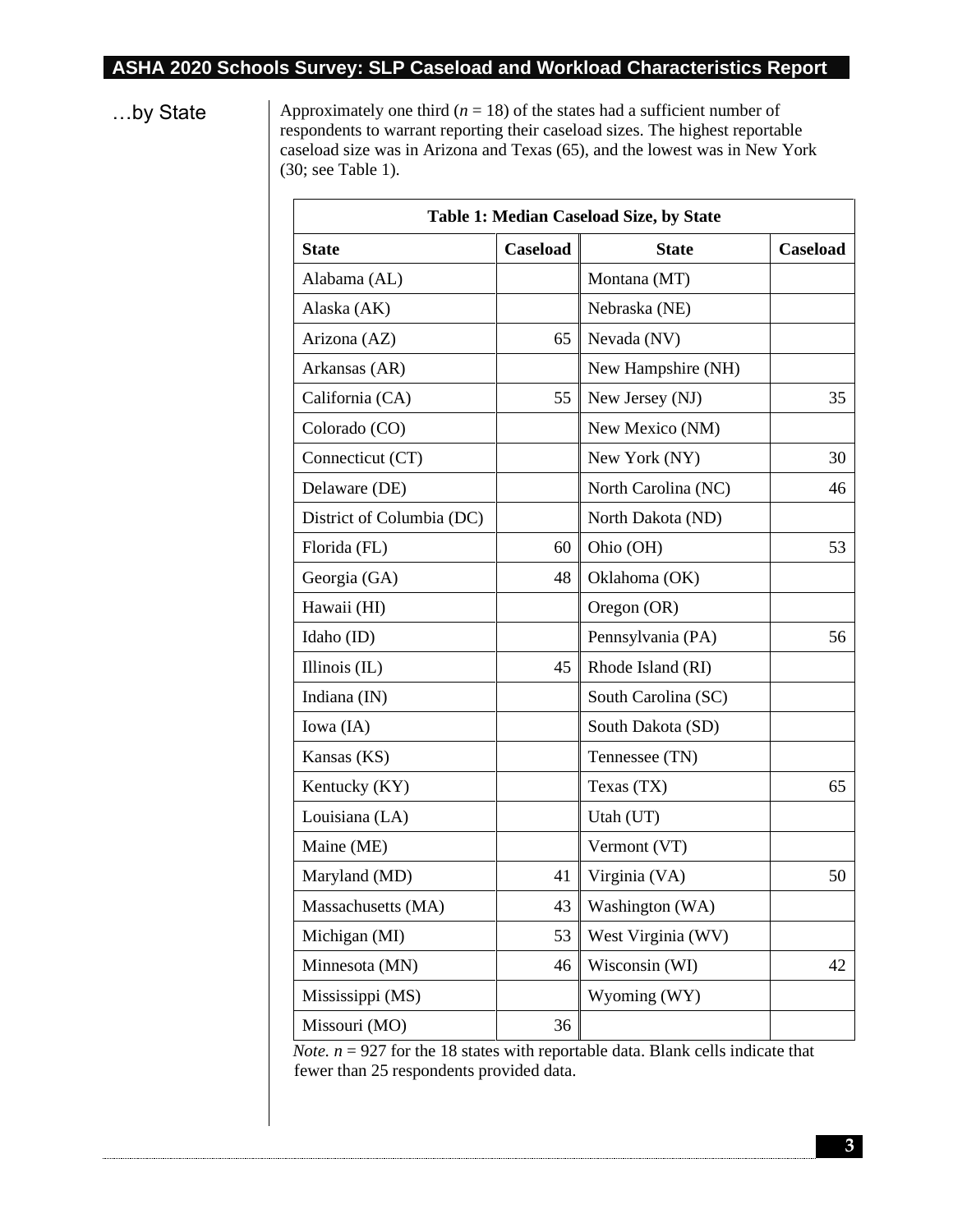## …by State

Approximately one third ($n = 18$) of the states had a sufficient number of respondents to warrant reporting their caseload sizes. The highest reportable caseload size was in Arizona and Texas (65), and the lowest was in New York (30; see Table 1).

**Table 1: Median Caseload Size, by State**

| State | Caseload | State | Caseload |
|---|---|---|---|
| Alabama (AL) | | Montana (MT) | |
| Alaska (AK) | | Nebraska (NE) | |
| Arizona (AZ) | 65 | Nevada (NV) | |
| Arkansas (AR) | | New Hampshire (NH) | |
| California (CA) | 55 | New Jersey (NJ) | 35 |
| Colorado (CO) | | New Mexico (NM) | |
| Connecticut (CT) | | New York (NY) | 30 |
| Delaware (DE) | | North Carolina (NC) | 46 |
| District of Columbia (DC) | | North Dakota (ND) | |
| Florida (FL) | 60 | Ohio (OH) | 53 |
| Georgia (GA) | 48 | Oklahoma (OK) | |
| Hawaii (HI) | | Oregon (OR) | |
| Idaho (ID) | | Pennsylvania (PA) | 56 |
| Illinois (IL) | 45 | Rhode Island (RI) | |
| Indiana (IN) | | South Carolina (SC) | |
| Iowa (IA) | | South Dakota (SD) | |
| Kansas (KS) | | Tennessee (TN) | |
| Kentucky (KY) | | Texas (TX) | 65 |
| Louisiana (LA) | | Utah (UT) | |
| Maine (ME) | | Vermont (VT) | |
| Maryland (MD) | 41 | Virginia (VA) | 50 |
| Massachusetts (MA) | 43 | Washington (WA) | |
| Michigan (MI) | 53 | West Virginia (WV) | |
| Minnesota (MN) | 46 | Wisconsin (WI) | 42 |
| Mississippi (MS) | | Wyoming (WY) | |
| Missouri (MO) | 36 | | |

*Note.* $n = 927$ for the 18 states with reportable data. Blank cells indicate that fewer than 25 respondents provided data.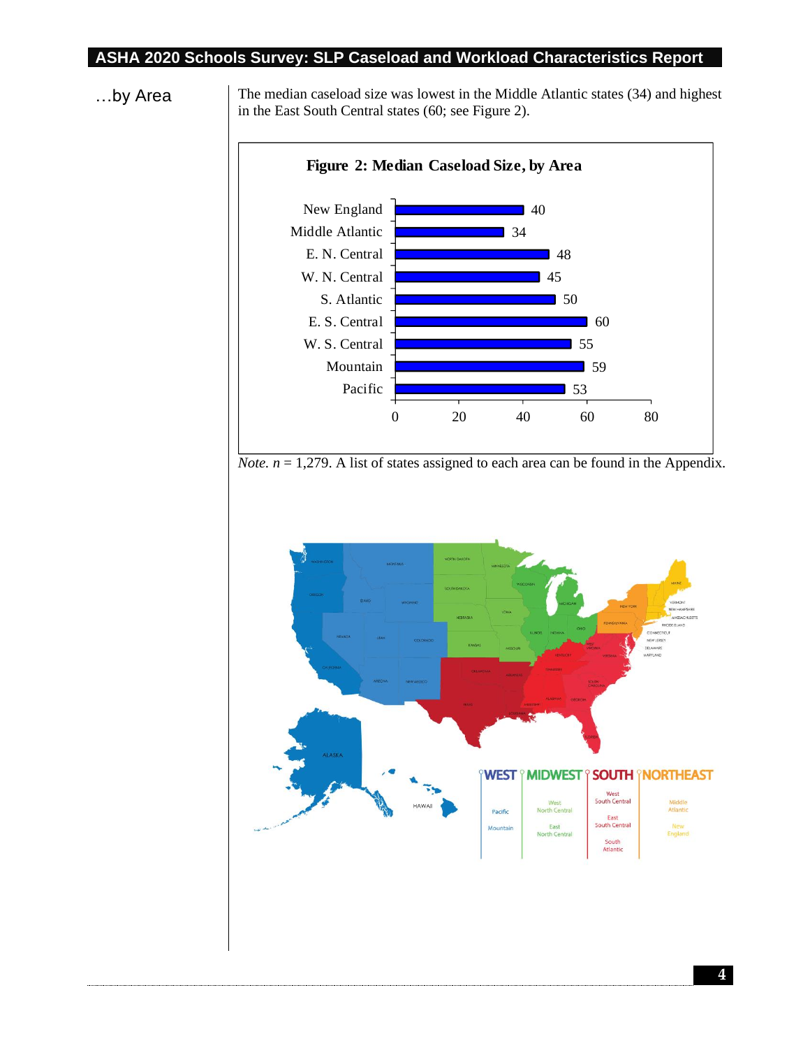## …by Area

The median caseload size was lowest in the Middle Atlantic states (34) and highest in the East South Central states (60; see Figure 2).

**Figure 2: Median Caseload Size, by Area**

| Area | Median Caseload Size |
|---|---|
| New England | 40 |
| Middle Atlantic | 34 |
| E. N. Central | 48 |
| W. N. Central | 45 |
| S. Atlantic | 50 |
| E. S. Central | 60 |
| W. S. Central | 55 |
| Mountain | 59 |
| Pacific | 53 |

*Note. n* = 1,279. A list of states assigned to each area can be found in the Appendix.

| WEST | MIDWEST | SOUTH | NORTHEAST |
|---|---|---|---|
| Pacific | West North Central | West South Central | Middle Atlantic |
| Mountain | East North Central | East South Central | New England |
| | | South Atlantic | |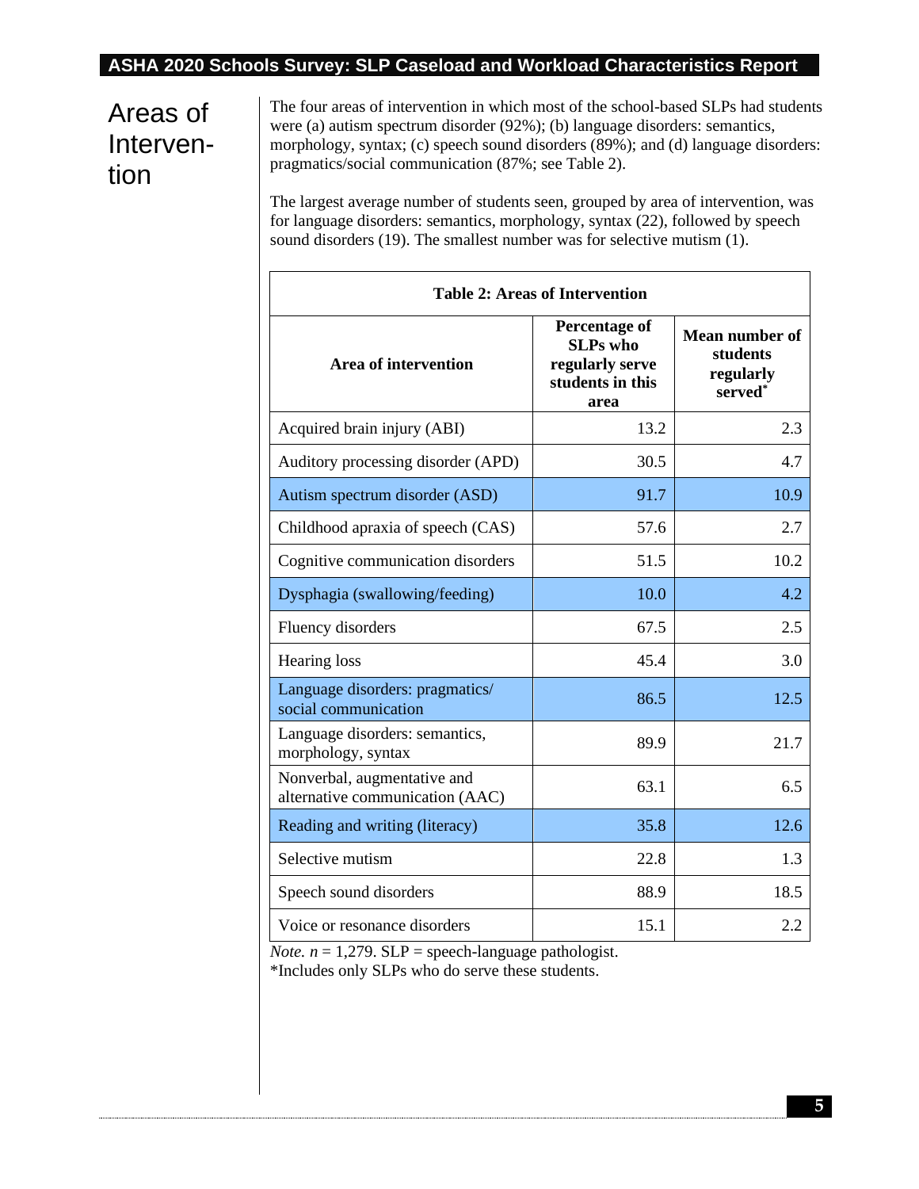## Areas of Intervention

The four areas of intervention in which most of the school-based SLPs had students were (a) autism spectrum disorder (92%); (b) language disorders: semantics, morphology, syntax; (c) speech sound disorders (89%); and (d) language disorders: pragmatics/social communication (87%; see Table 2).

The largest average number of students seen, grouped by area of intervention, was for language disorders: semantics, morphology, syntax (22), followed by speech sound disorders (19). The smallest number was for selective mutism (1).

**Table 2: Areas of Intervention**

| Area of intervention | Percentage of SLPs who regularly serve students in this area | Mean number of students regularly served* |
|---|---|---|
| Acquired brain injury (ABI) | 13.2 | 2.3 |
| Auditory processing disorder (APD) | 30.5 | 4.7 |
| Autism spectrum disorder (ASD) | 91.7 | 10.9 |
| Childhood apraxia of speech (CAS) | 57.6 | 2.7 |
| Cognitive communication disorders | 51.5 | 10.2 |
| Dysphagia (swallowing/feeding) | 10.0 | 4.2 |
| Fluency disorders | 67.5 | 2.5 |
| Hearing loss | 45.4 | 3.0 |
| Language disorders: pragmatics/ social communication | 86.5 | 12.5 |
| Language disorders: semantics, morphology, syntax | 89.9 | 21.7 |
| Nonverbal, augmentative and alternative communication (AAC) | 63.1 | 6.5 |
| Reading and writing (literacy) | 35.8 | 12.6 |
| Selective mutism | 22.8 | 1.3 |
| Speech sound disorders | 88.9 | 18.5 |
| Voice or resonance disorders | 15.1 | 2.2 |

*Note.* $n$ = 1,279. SLP = speech-language pathologist.
*Includes only SLPs who do serve these students.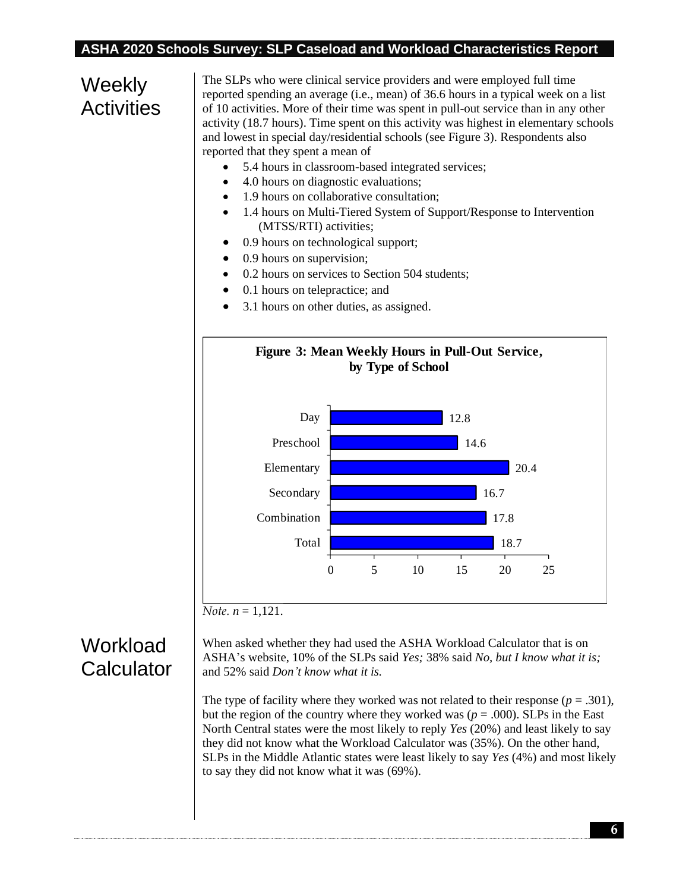## Weekly Activities

The SLPs who were clinical service providers and were employed full time reported spending an average (i.e., mean) of 36.6 hours in a typical week on a list of 10 activities. More of their time was spent in pull-out service than in any other activity (18.7 hours). Time spent on this activity was highest in elementary schools and lowest in special day/residential schools (see Figure 3). Respondents also reported that they spent a mean of

- 5.4 hours in classroom-based integrated services;
- 4.0 hours on diagnostic evaluations;
- 1.9 hours on collaborative consultation;
- 1.4 hours on Multi-Tiered System of Support/Response to Intervention (MTSS/RTI) activities;
- 0.9 hours on technological support;
- 0.9 hours on supervision;
- 0.2 hours on services to Section 504 students;
- 0.1 hours on telepractice; and
- 3.1 hours on other duties, as assigned.

**Figure 3: Mean Weekly Hours in Pull-Out Service, by Type of School**

| Type of School | Mean Weekly Hours |
|---|---|
| Day | 12.8 |
| Preschool | 14.6 |
| Elementary | 20.4 |
| Secondary | 16.7 |
| Combination | 17.8 |
| Total | 18.7 |

*Note. n* = 1,121.

## Workload Calculator

When asked whether they had used the ASHA Workload Calculator that is on ASHA's website, 10% of the SLPs said *Yes;* 38% said *No, but I know what it is;* and 52% said *Don't know what it is.*

The type of facility where they worked was not related to their response ($p = .301$), but the region of the country where they worked was ($p = .000$). SLPs in the East North Central states were the most likely to reply *Yes* (20%) and least likely to say they did not know what the Workload Calculator was (35%). On the other hand, SLPs in the Middle Atlantic states were least likely to say *Yes* (4%) and most likely to say they did not know what it was (69%).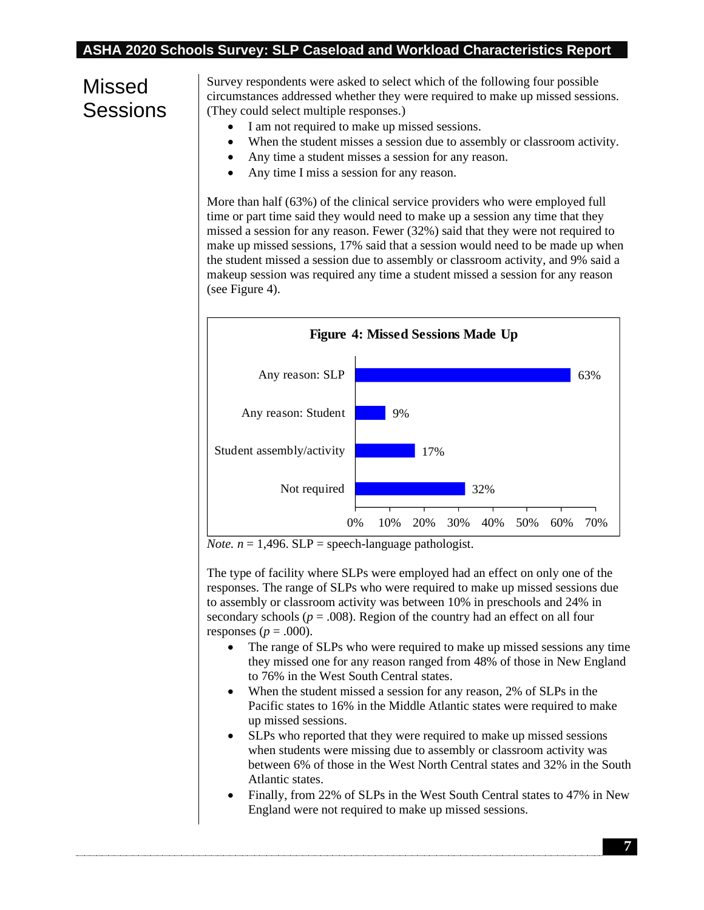## Missed Sessions

Survey respondents were asked to select which of the following four possible circumstances addressed whether they were required to make up missed sessions. (They could select multiple responses.)

- I am not required to make up missed sessions.
- When the student misses a session due to assembly or classroom activity.
- Any time a student misses a session for any reason.
- Any time I miss a session for any reason.

More than half (63%) of the clinical service providers who were employed full time or part time said they would need to make up a session any time that they missed a session for any reason. Fewer (32%) said that they were not required to make up missed sessions, 17% said that a session would need to be made up when the student missed a session due to assembly or classroom activity, and 9% said a makeup session was required any time a student missed a session for any reason (see Figure 4).

**Figure 4: Missed Sessions Made Up**

| Response | Percentage |
|---|---|
| Any reason: SLP | 63% |
| Any reason: Student | 9% |
| Student assembly/activity | 17% |
| Not required | 32% |

*Note.* $n$ = 1,496. SLP = speech-language pathologist.

The type of facility where SLPs were employed had an effect on only one of the responses. The range of SLPs who were required to make up missed sessions due to assembly or classroom activity was between 10% in preschools and 24% in secondary schools ($p = .008$). Region of the country had an effect on all four responses ($p = .000$).

- The range of SLPs who were required to make up missed sessions any time they missed one for any reason ranged from 48% of those in New England to 76% in the West South Central states.
- When the student missed a session for any reason, 2% of SLPs in the Pacific states to 16% in the Middle Atlantic states were required to make up missed sessions.
- SLPs who reported that they were required to make up missed sessions when students were missing due to assembly or classroom activity was between 6% of those in the West North Central states and 32% in the South Atlantic states.
- Finally, from 22% of SLPs in the West South Central states to 47% in New England were not required to make up missed sessions.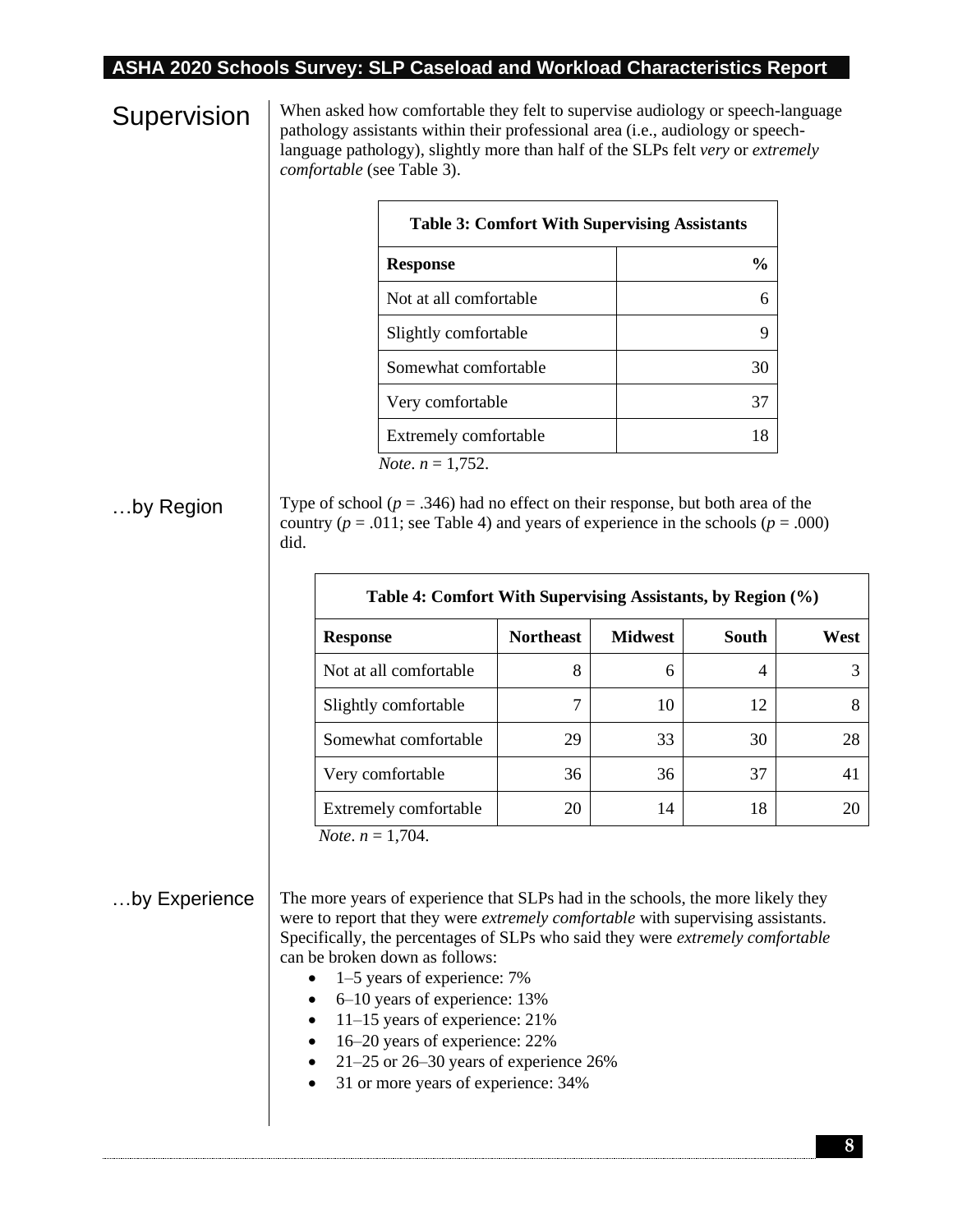## Supervision

When asked how comfortable they felt to supervise audiology or speech-language pathology assistants within their professional area (i.e., audiology or speech-language pathology), slightly more than half of the SLPs felt *very* or *extremely comfortable* (see Table 3).

**Table 3: Comfort With Supervising Assistants**

| Response | % |
|---|---|
| Not at all comfortable | 6 |
| Slightly comfortable | 9 |
| Somewhat comfortable | 30 |
| Very comfortable | 37 |
| Extremely comfortable | 18 |

*Note*. $n$ = 1,752.

### …by Region

Type of school ($p$ = .346) had no effect on their response, but both area of the country ($p$ = .011; see Table 4) and years of experience in the schools ($p$ = .000) did.

**Table 4: Comfort With Supervising Assistants, by Region (%)**

| Response | Northeast | Midwest | South | West |
|---|---|---|---|---|
| Not at all comfortable | 8 | 6 | 4 | 3 |
| Slightly comfortable | 7 | 10 | 12 | 8 |
| Somewhat comfortable | 29 | 33 | 30 | 28 |
| Very comfortable | 36 | 36 | 37 | 41 |
| Extremely comfortable | 20 | 14 | 18 | 20 |

*Note*. $n$ = 1,704.

### …by Experience

The more years of experience that SLPs had in the schools, the more likely they were to report that they were *extremely comfortable* with supervising assistants. Specifically, the percentages of SLPs who said they were *extremely comfortable* can be broken down as follows:

- 1–5 years of experience: 7%
- 6–10 years of experience: 13%
- 11–15 years of experience: 21%
- 16–20 years of experience: 22%
- 21–25 or 26–30 years of experience 26%
- 31 or more years of experience: 34%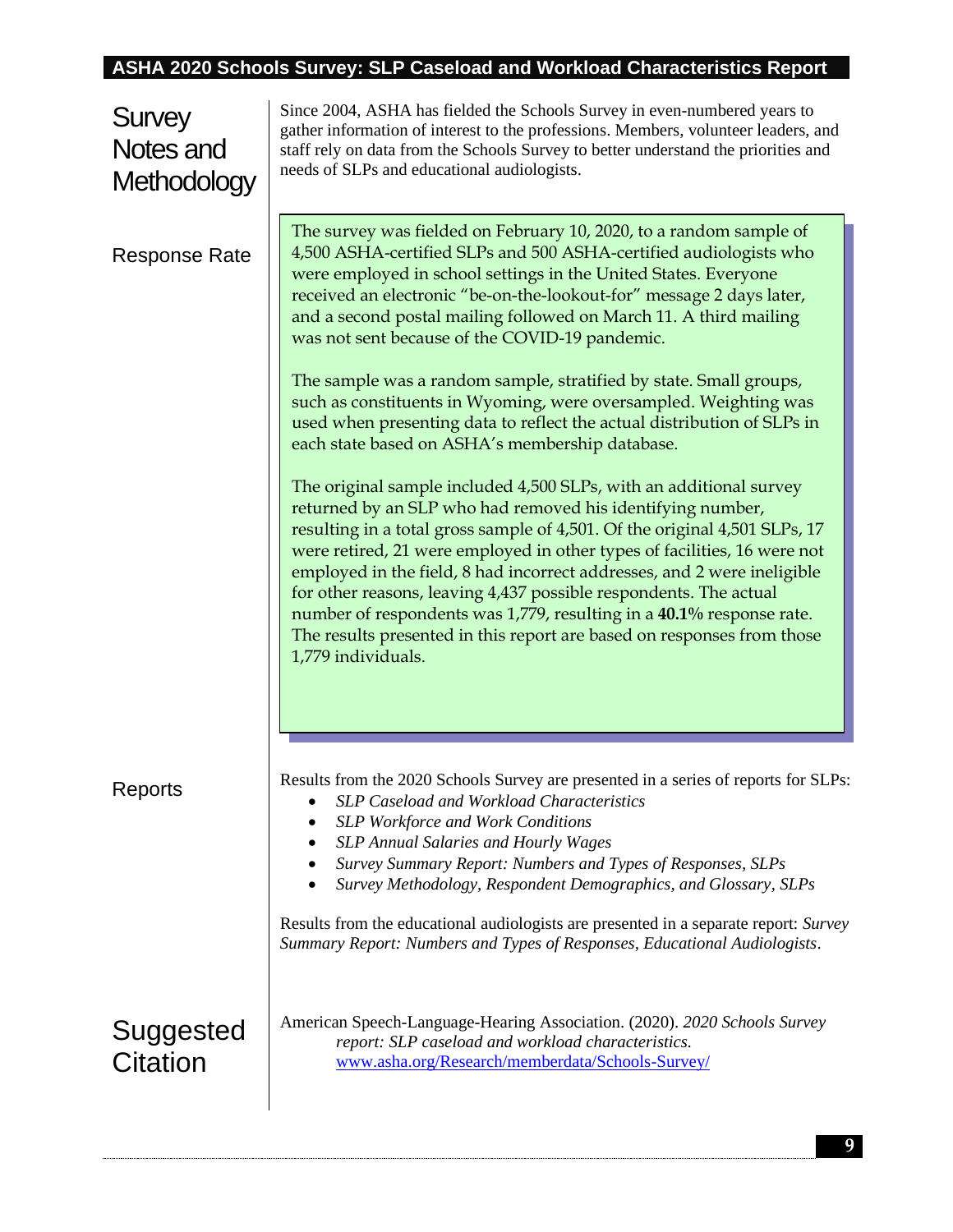## Survey Notes and Methodology

Since 2004, ASHA has fielded the Schools Survey in even-numbered years to gather information of interest to the professions. Members, volunteer leaders, and staff rely on data from the Schools Survey to better understand the priorities and needs of SLPs and educational audiologists.

### Response Rate

The survey was fielded on February 10, 2020, to a random sample of 4,500 ASHA-certified SLPs and 500 ASHA-certified audiologists who were employed in school settings in the United States. Everyone received an electronic "be-on-the-lookout-for" message 2 days later, and a second postal mailing followed on March 11. A third mailing was not sent because of the COVID-19 pandemic.

The sample was a random sample, stratified by state. Small groups, such as constituents in Wyoming, were oversampled. Weighting was used when presenting data to reflect the actual distribution of SLPs in each state based on ASHA's membership database.

The original sample included 4,500 SLPs, with an additional survey returned by an SLP who had removed his identifying number, resulting in a total gross sample of 4,501. Of the original 4,501 SLPs, 17 were retired, 21 were employed in other types of facilities, 16 were not employed in the field, 8 had incorrect addresses, and 2 were ineligible for other reasons, leaving 4,437 possible respondents. The actual number of respondents was 1,779, resulting in a **40.1%** response rate. The results presented in this report are based on responses from those 1,779 individuals.

### Reports

Results from the 2020 Schools Survey are presented in a series of reports for SLPs:

- *SLP Caseload and Workload Characteristics*
- *SLP Workforce and Work Conditions*
- *SLP Annual Salaries and Hourly Wages*
- *Survey Summary Report: Numbers and Types of Responses, SLPs*
- *Survey Methodology, Respondent Demographics, and Glossary, SLPs*

Results from the educational audiologists are presented in a separate report: *Survey Summary Report: Numbers and Types of Responses, Educational Audiologists*.

## Suggested Citation

American Speech-Language-Hearing Association. (2020). *2020 Schools Survey report: SLP caseload and workload characteristics.* www.asha.org/Research/memberdata/Schools-Survey/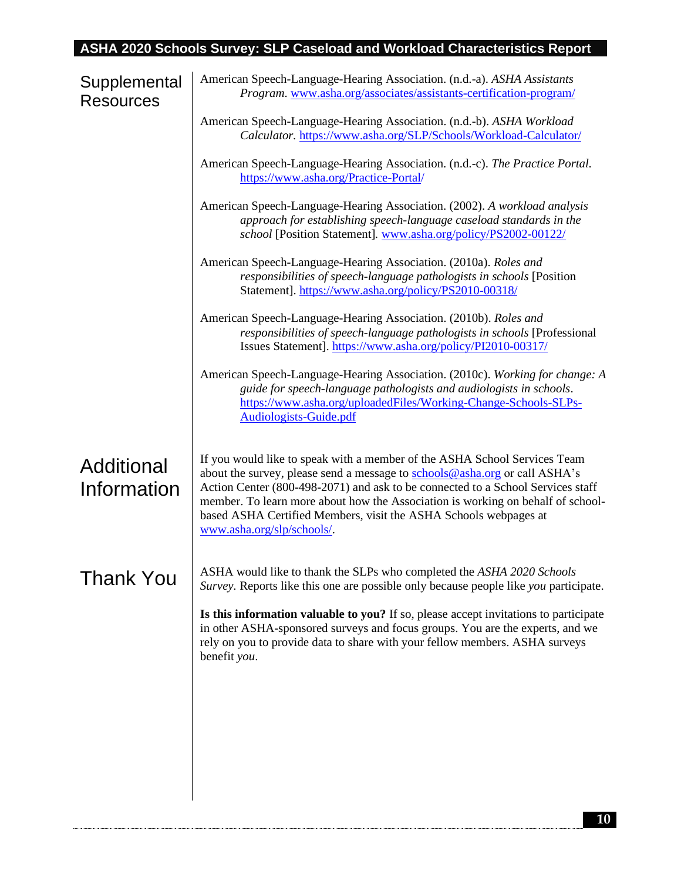## Supplemental Resources

American Speech-Language-Hearing Association. (n.d.-a). *ASHA Assistants Program*. www.asha.org/associates/assistants-certification-program/

American Speech-Language-Hearing Association. (n.d.-b). *ASHA Workload Calculator*. https://www.asha.org/SLP/Schools/Workload-Calculator/

American Speech-Language-Hearing Association. (n.d.-c). *The Practice Portal*. https://www.asha.org/Practice-Portal/

American Speech-Language-Hearing Association. (2002). *A workload analysis approach for establishing speech-language caseload standards in the school* [Position Statement]. www.asha.org/policy/PS2002-00122/

American Speech-Language-Hearing Association. (2010a). *Roles and responsibilities of speech-language pathologists in schools* [Position Statement]. https://www.asha.org/policy/PS2010-00318/

American Speech-Language-Hearing Association. (2010b). *Roles and responsibilities of speech-language pathologists in schools* [Professional Issues Statement]. https://www.asha.org/policy/PI2010-00317/

American Speech-Language-Hearing Association. (2010c). *Working for change: A guide for speech-language pathologists and audiologists in schools*. https://www.asha.org/uploadedFiles/Working-Change-Schools-SLPs-Audiologists-Guide.pdf

## Additional Information

If you would like to speak with a member of the ASHA School Services Team about the survey, please send a message to schools@asha.org or call ASHA's Action Center (800-498-2071) and ask to be connected to a School Services staff member. To learn more about how the Association is working on behalf of school-based ASHA Certified Members, visit the ASHA Schools webpages at www.asha.org/slp/schools/.

## Thank You

ASHA would like to thank the SLPs who completed the *ASHA 2020 Schools Survey*. Reports like this one are possible only because people like *you* participate.

**Is this information valuable to you?** If so, please accept invitations to participate in other ASHA-sponsored surveys and focus groups. You are the experts, and we rely on you to provide data to share with your fellow members. ASHA surveys benefit *you*.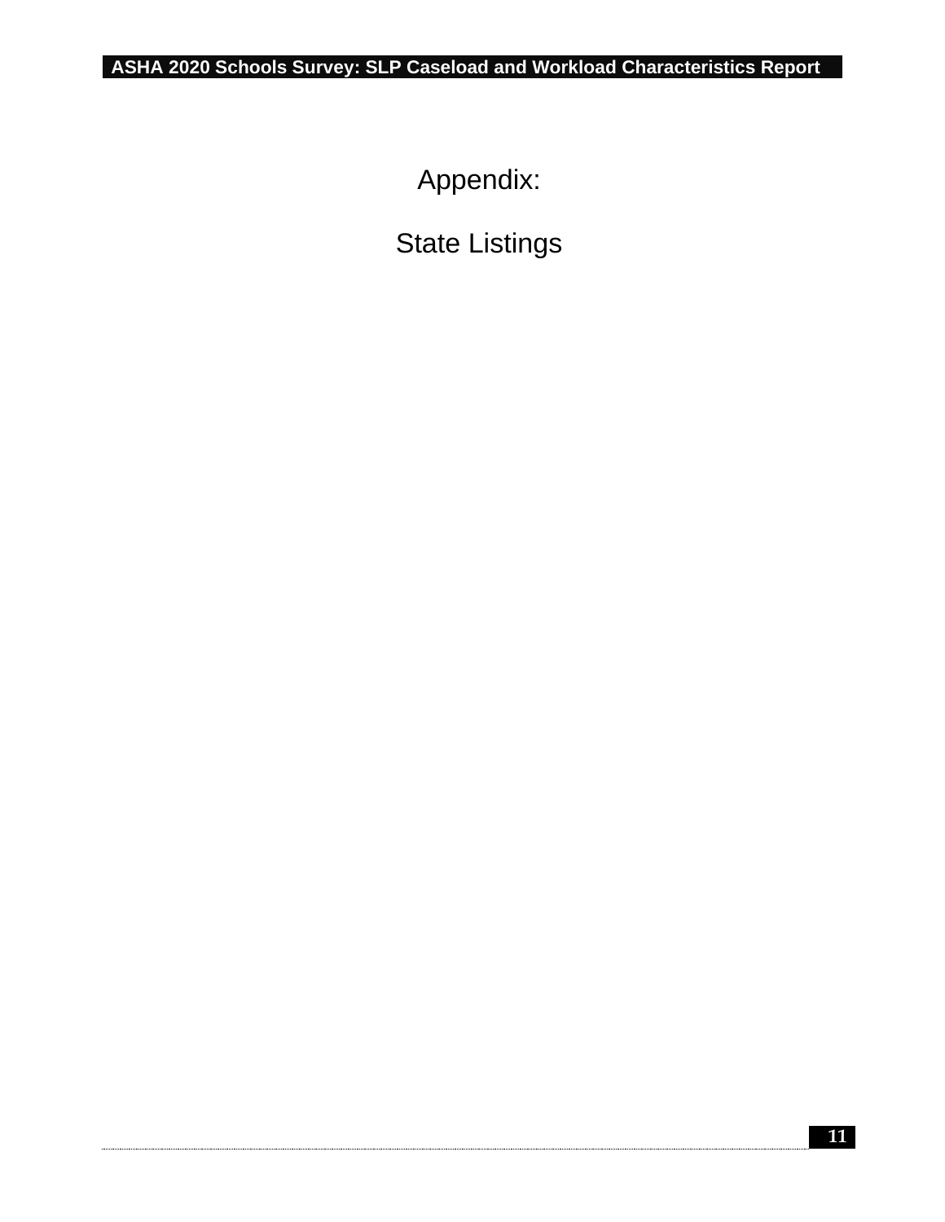# Appendix:

# State Listings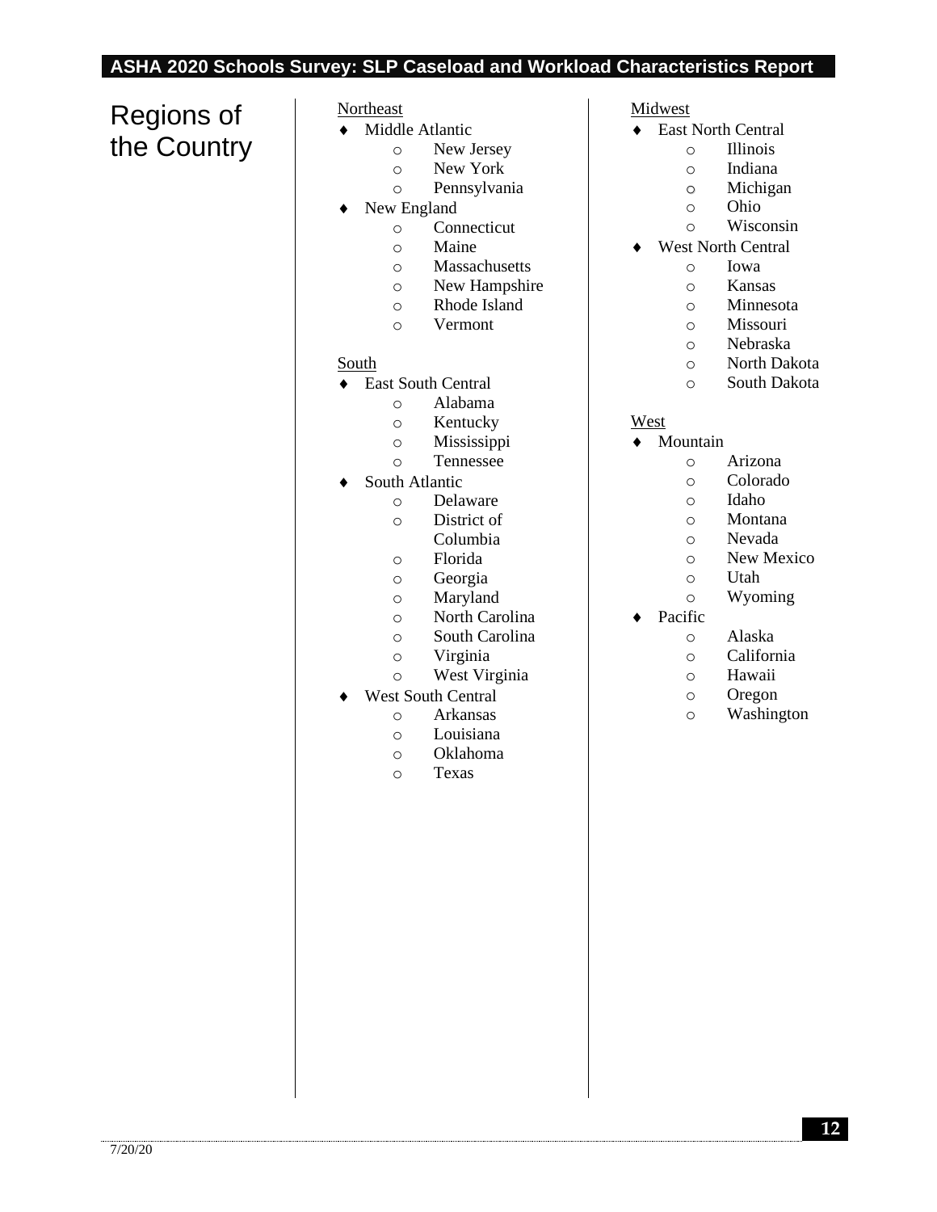# Regions of the Country

Northeast

- Middle Atlantic
    - New Jersey
    - New York
    - Pennsylvania
- New England
    - Connecticut
    - Maine
    - Massachusetts
    - New Hampshire
    - Rhode Island
    - Vermont

South

- East South Central
    - Alabama
    - Kentucky
    - Mississippi
    - Tennessee
- South Atlantic
    - Delaware
    - District of Columbia
    - Florida
    - Georgia
    - Maryland
    - North Carolina
    - South Carolina
    - Virginia
    - West Virginia
- West South Central
    - Arkansas
    - Louisiana
    - Oklahoma
    - Texas

Midwest

- East North Central
    - Illinois
    - Indiana
    - Michigan
    - Ohio
    - Wisconsin
- West North Central
    - Iowa
    - Kansas
    - Minnesota
    - Missouri
    - Nebraska
    - North Dakota
    - South Dakota

West

- Mountain
    - Arizona
    - Colorado
    - Idaho
    - Montana
    - Nevada
    - New Mexico
    - Utah
    - Wyoming
- Pacific
    - Alaska
    - California
    - Hawaii
    - Oregon
    - Washington